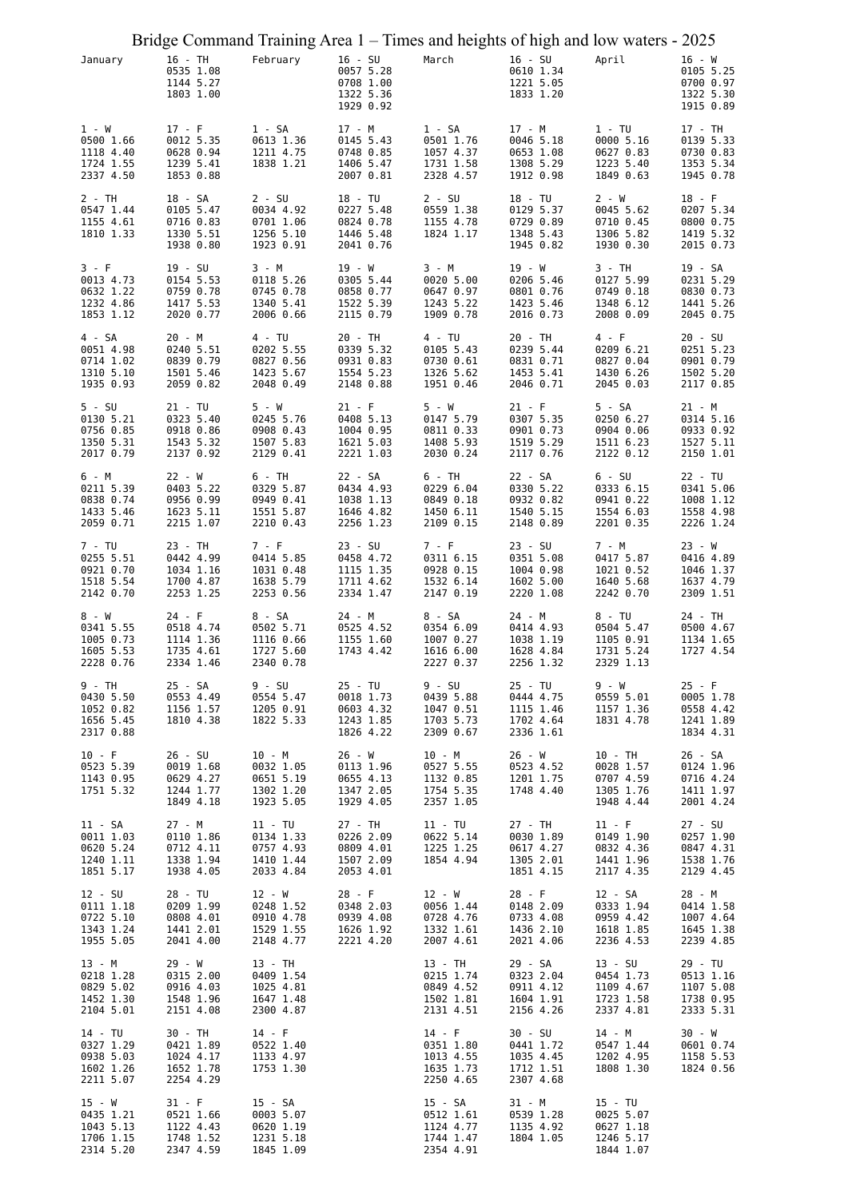# Bridge Command Training Area 1 – Times and heights of high and low waters - 2025

## January

| Day | | | | |
|---|---|---|---|---|
| 1 - W | 0500 1.66 | 1118 4.40 | 1724 1.55 | 2337 4.50 |
| 2 - TH | 0547 1.44 | 1155 4.61 | 1810 1.33 | |
| 3 - F | 0013 4.73 | 0632 1.22 | 1232 4.86 | 1853 1.12 |
| 4 - SA | 0051 4.98 | 0714 1.02 | 1310 5.10 | 1935 0.93 |
| 5 - SU | 0130 5.21 | 0756 0.85 | 1350 5.31 | 2017 0.79 |
| 6 - M | 0211 5.39 | 0838 0.74 | 1433 5.46 | 2059 0.71 |
| 7 - TU | 0255 5.51 | 0921 0.70 | 1518 5.54 | 2142 0.70 |
| 8 - W | 0341 5.55 | 1005 0.73 | 1605 5.53 | 2228 0.76 |
| 9 - TH | 0430 5.50 | 1052 0.82 | 1656 5.45 | 2317 0.88 |
| 10 - F | 0523 5.39 | 1143 0.95 | 1751 5.32 | |
| 11 - SA | 0011 1.03 | 0620 5.24 | 1240 1.11 | 1851 5.17 |
| 12 - SU | 0111 1.18 | 0722 5.10 | 1343 1.24 | 1955 5.05 |
| 13 - M | 0218 1.28 | 0829 5.02 | 1452 1.30 | 2104 5.01 |
| 14 - TU | 0327 1.29 | 0938 5.03 | 1602 1.26 | 2211 5.07 |
| 15 - W | 0435 1.21 | 1043 5.13 | 1706 1.15 | 2314 5.20 |
| 16 - TH | 0535 1.08 | 1144 5.27 | 1803 1.00 | |
| 17 - F | 0012 5.35 | 0628 0.94 | 1239 5.41 | 1853 0.88 |
| 18 - SA | 0105 5.47 | 0716 0.83 | 1330 5.51 | 1938 0.80 |
| 19 - SU | 0154 5.53 | 0759 0.78 | 1417 5.53 | 2020 0.77 |
| 20 - M | 0240 5.51 | 0839 0.79 | 1501 5.46 | 2059 0.82 |
| 21 - TU | 0323 5.40 | 0918 0.86 | 1543 5.32 | 2137 0.92 |
| 22 - W | 0403 5.22 | 0956 0.99 | 1623 5.11 | 2215 1.07 |
| 23 - TH | 0442 4.99 | 1034 1.16 | 1700 4.87 | 2253 1.25 |
| 24 - F | 0518 4.74 | 1114 1.36 | 1735 4.61 | 2334 1.46 |
| 25 - SA | 0553 4.49 | 1156 1.57 | 1810 4.38 | |
| 26 - SU | 0019 1.68 | 0629 4.27 | 1244 1.77 | 1849 4.18 |
| 27 - M | 0110 1.86 | 0712 4.11 | 1338 1.94 | 1938 4.05 |
| 28 - TU | 0209 1.99 | 0808 4.01 | 1441 2.01 | 2041 4.00 |
| 29 - W | 0315 2.00 | 0916 4.03 | 1548 1.96 | 2151 4.08 |
| 30 - TH | 0421 1.89 | 1024 4.17 | 1652 1.78 | 2254 4.29 |
| 31 - F | 0521 1.66 | 1122 4.43 | 1748 1.52 | 2347 4.59 |

## February

| Day | | | | |
|---|---|---|---|---|
| 1 - SA | 0613 1.36 | 1211 4.75 | 1838 1.21 | |
| 2 - SU | 0034 4.92 | 0701 1.06 | 1256 5.10 | 1923 0.91 |
| 3 - M | 0118 5.26 | 0745 0.78 | 1340 5.41 | 2006 0.66 |
| 4 - TU | 0202 5.55 | 0827 0.56 | 1423 5.67 | 2048 0.49 |
| 5 - W | 0245 5.76 | 0908 0.43 | 1507 5.83 | 2129 0.41 |
| 6 - TH | 0329 5.87 | 0949 0.41 | 1551 5.87 | 2210 0.43 |
| 7 - F | 0414 5.85 | 1031 0.48 | 1638 5.79 | 2253 0.56 |
| 8 - SA | 0502 5.71 | 1116 0.66 | 1727 5.60 | 2340 0.78 |
| 9 - SU | 0554 5.47 | 1205 0.91 | 1822 5.33 | |
| 10 - M | 0032 1.05 | 0651 5.19 | 1302 1.20 | 1923 5.05 |
| 11 - TU | 0134 1.33 | 0757 4.93 | 1410 1.44 | 2033 4.84 |
| 12 - W | 0248 1.52 | 0910 4.78 | 1529 1.55 | 2148 4.77 |
| 13 - TH | 0409 1.54 | 1025 4.81 | 1647 1.48 | 2300 4.87 |
| 14 - F | 0522 1.40 | 1133 4.97 | 1753 1.30 | |
| 15 - SA | 0003 5.07 | 0620 1.19 | 1231 5.18 | 1845 1.09 |
| 16 - SU | 0057 5.28 | 0708 1.00 | 1322 5.36 | 1929 0.92 |
| 17 - M | 0145 5.43 | 0748 0.85 | 1406 5.47 | 2007 0.81 |
| 18 - TU | 0227 5.48 | 0824 0.78 | 1446 5.48 | 2041 0.76 |
| 19 - W | 0305 5.44 | 0858 0.77 | 1522 5.39 | 2115 0.79 |
| 20 - TH | 0339 5.32 | 0931 0.83 | 1554 5.23 | 2148 0.88 |
| 21 - F | 0408 5.13 | 1004 0.95 | 1621 5.03 | 2221 1.03 |
| 22 - SA | 0434 4.93 | 1038 1.13 | 1646 4.82 | 2256 1.23 |
| 23 - SU | 0458 4.72 | 1115 1.35 | 1711 4.62 | 2334 1.47 |
| 24 - M | 0525 4.52 | 1155 1.60 | 1743 4.42 | |
| 25 - TU | 0018 1.73 | 0603 4.32 | 1243 1.85 | 1826 4.22 |
| 26 - W | 0113 1.96 | 0655 4.13 | 1347 2.05 | 1929 4.05 |
| 27 - TH | 0226 2.09 | 0809 4.01 | 1507 2.09 | 2053 4.01 |
| 28 - F | 0348 2.03 | 0939 4.08 | 1626 1.92 | 2221 4.20 |

## March

| Day | | | | |
|---|---|---|---|---|
| 1 - SA | 0501 1.76 | 1057 4.37 | 1731 1.58 | 2328 4.57 |
| 2 - SU | 0559 1.38 | 1155 4.78 | 1824 1.17 | |
| 3 - M | 0020 5.00 | 0647 0.97 | 1243 5.22 | 1909 0.78 |
| 4 - TU | 0105 5.43 | 0730 0.61 | 1326 5.62 | 1951 0.46 |
| 5 - W | 0147 5.79 | 0811 0.33 | 1408 5.93 | 2030 0.24 |
| 6 - TH | 0229 6.04 | 0849 0.18 | 1450 6.11 | 2109 0.15 |
| 7 - F | 0311 6.15 | 0928 0.15 | 1532 6.14 | 2147 0.19 |
| 8 - SA | 0354 6.09 | 1007 0.27 | 1616 6.00 | 2227 0.37 |
| 9 - SU | 0439 5.88 | 1047 0.51 | 1703 5.73 | 2309 0.67 |
| 10 - M | 0527 5.55 | 1132 0.85 | 1754 5.35 | 2357 1.05 |
| 11 - TU | 0622 5.14 | 1225 1.25 | 1854 4.94 | |
| 12 - W | 0056 1.44 | 0728 4.76 | 1332 1.61 | 2007 4.61 |
| 13 - TH | 0215 1.74 | 0849 4.52 | 1502 1.81 | 2131 4.51 |
| 14 - F | 0351 1.80 | 1013 4.55 | 1635 1.73 | 2250 4.65 |
| 15 - SA | 0512 1.61 | 1124 4.77 | 1744 1.47 | 2354 4.91 |
| 16 - SU | 0610 1.34 | 1221 5.05 | 1833 1.20 | |
| 17 - M | 0046 5.18 | 0653 1.08 | 1308 5.29 | 1912 0.98 |
| 18 - TU | 0129 5.37 | 0729 0.89 | 1348 5.43 | 1945 0.82 |
| 19 - W | 0206 5.46 | 0801 0.76 | 1423 5.46 | 2016 0.73 |
| 20 - TH | 0239 5.44 | 0831 0.71 | 1453 5.41 | 2046 0.71 |
| 21 - F | 0307 5.35 | 0901 0.73 | 1519 5.29 | 2117 0.76 |
| 22 - SA | 0330 5.22 | 0932 0.82 | 1540 5.15 | 2148 0.89 |
| 23 - SU | 0351 5.08 | 1004 0.98 | 1602 5.00 | 2220 1.08 |
| 24 - M | 0414 4.93 | 1038 1.19 | 1628 4.84 | 2256 1.32 |
| 25 - TU | 0444 4.75 | 1115 1.46 | 1702 4.64 | 2336 1.61 |
| 26 - W | 0523 4.52 | 1201 1.75 | 1748 4.40 | |
| 27 - TH | 0030 1.89 | 0617 4.27 | 1305 2.01 | 1851 4.15 |
| 28 - F | 0148 2.09 | 0733 4.08 | 1436 2.10 | 2021 4.06 |
| 29 - SA | 0323 2.04 | 0911 4.12 | 1604 1.91 | 2156 4.26 |
| 30 - SU | 0441 1.72 | 1035 4.45 | 1712 1.51 | 2307 4.68 |
| 31 - M | 0539 1.28 | 1135 4.92 | 1804 1.05 | |

## April

| Day | | | | |
|---|---|---|---|---|
| 1 - TU | 0000 5.16 | 0627 0.83 | 1223 5.40 | 1849 0.63 |
| 2 - W | 0045 5.62 | 0710 0.45 | 1306 5.82 | 1930 0.30 |
| 3 - TH | 0127 5.99 | 0749 0.18 | 1348 6.12 | 2008 0.09 |
| 4 - F | 0209 6.21 | 0827 0.04 | 1430 6.26 | 2045 0.03 |
| 5 - SA | 0250 6.27 | 0904 0.06 | 1511 6.23 | 2122 0.12 |
| 6 - SU | 0333 6.15 | 0941 0.22 | 1554 6.03 | 2201 0.35 |
| 7 - M | 0417 5.87 | 1021 0.52 | 1640 5.68 | 2242 0.70 |
| 8 - TU | 0504 5.47 | 1105 0.91 | 1731 5.24 | 2329 1.13 |
| 9 - W | 0559 5.01 | 1157 1.36 | 1831 4.78 | |
| 10 - TH | 0028 1.57 | 0707 4.59 | 1305 1.76 | 1948 4.44 |
| 11 - F | 0149 1.90 | 0832 4.36 | 1441 1.96 | 2117 4.35 |
| 12 - SA | 0333 1.94 | 0959 4.42 | 1618 1.85 | 2236 4.53 |
| 13 - SU | 0454 1.73 | 1109 4.67 | 1723 1.58 | 2337 4.81 |
| 14 - M | 0547 1.44 | 1202 4.95 | 1808 1.30 | |
| 15 - TU | 0025 5.07 | 0627 1.18 | 1246 5.17 | 1844 1.07 |
| 16 - W | 0105 5.25 | 0700 0.97 | 1322 5.30 | 1915 0.89 |
| 17 - TH | 0139 5.33 | 0730 0.83 | 1353 5.34 | 1945 0.78 |
| 18 - F | 0207 5.34 | 0800 0.75 | 1419 5.32 | 2015 0.73 |
| 19 - SA | 0231 5.29 | 0830 0.73 | 1441 5.26 | 2045 0.75 |
| 20 - SU | 0251 5.23 | 0901 0.79 | 1502 5.20 | 2117 0.85 |
| 21 - M | 0314 5.16 | 0933 0.92 | 1527 5.11 | 2150 1.01 |
| 22 - TU | 0341 5.06 | 1008 1.12 | 1558 4.98 | 2226 1.24 |
| 23 - W | 0416 4.89 | 1046 1.37 | 1637 4.79 | 2309 1.51 |
| 24 - TH | 0500 4.67 | 1134 1.65 | 1727 4.54 | |
| 25 - F | 0005 1.78 | 0558 4.42 | 1241 1.89 | 1834 4.31 |
| 26 - SA | 0124 1.96 | 0716 4.24 | 1411 1.97 | 2001 4.24 |
| 27 - SU | 0257 1.90 | 0847 4.31 | 1538 1.76 | 2129 4.45 |
| 28 - M | 0414 1.58 | 1007 4.64 | 1645 1.38 | 2239 4.85 |
| 29 - TU | 0513 1.16 | 1107 5.08 | 1738 0.95 | 2333 5.31 |
| 30 - W | 0601 0.74 | 1158 5.53 | 1824 0.56 | |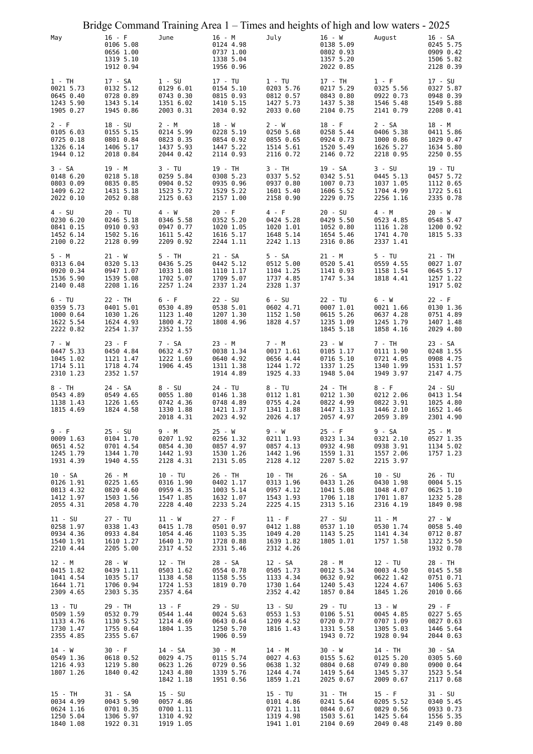# Bridge Command Training Area 1 – Times and heights of high and low waters - 2025

| May | | June | | July | | August | |
|---|---|---|---|---|---|---|---|
| | 16 - F<br>0106 5.08<br>0656 1.00<br>1319 5.10<br>1912 0.94 | | 16 - M<br>0124 4.98<br>0737 1.00<br>1338 5.04<br>1956 0.96 | | 16 - W<br>0138 5.09<br>0802 0.93<br>1357 5.20<br>2022 0.85 | | 16 - SA<br>0245 5.75<br>0909 0.42<br>1506 5.82<br>2128 0.39 |
| 1 - TH<br>0021 5.73<br>0645 0.40<br>1243 5.90<br>1905 0.27 | 17 - SA<br>0132 5.12<br>0728 0.89<br>1343 5.14<br>1945 0.86 | 1 - SU<br>0129 6.01<br>0743 0.30<br>1351 6.02<br>2003 0.31 | 17 - TU<br>0154 5.10<br>0815 0.93<br>1410 5.15<br>2034 0.92 | 1 - TU<br>0203 5.76<br>0812 0.57<br>1427 5.73<br>2033 0.60 | 17 - TH<br>0217 5.29<br>0843 0.80<br>1437 5.38<br>2104 0.75 | 1 - F<br>0325 5.56<br>0922 0.73<br>1546 5.48<br>2141 0.79 | 17 - SU<br>0327 5.87<br>0948 0.39<br>1549 5.88<br>2208 0.41 |
| 2 - F<br>0105 6.03<br>0725 0.18<br>1326 6.14<br>1944 0.12 | 18 - SU<br>0155 5.15<br>0801 0.84<br>1406 5.17<br>2018 0.84 | 2 - M<br>0214 5.99<br>0823 0.35<br>1437 5.93<br>2044 0.42 | 18 - W<br>0228 5.19<br>0854 0.92<br>1447 5.22<br>2114 0.93 | 2 - W<br>0250 5.68<br>0855 0.65<br>1514 5.61<br>2116 0.72 | 18 - F<br>0258 5.44<br>0924 0.73<br>1520 5.49<br>2146 0.72 | 2 - SA<br>0406 5.38<br>1000 0.86<br>1626 5.27<br>2218 0.95 | 18 - M<br>0411 5.86<br>1029 0.47<br>1634 5.80<br>2250 0.55 |
| 3 - SA<br>0148 6.20<br>0803 0.09<br>1409 6.22<br>2022 0.10 | 19 - M<br>0218 5.18<br>0835 0.85<br>1431 5.18<br>2052 0.88 | 3 - TU<br>0259 5.84<br>0904 0.52<br>1523 5.72<br>2125 0.63 | 19 - TH<br>0308 5.23<br>0935 0.96<br>1529 5.22<br>2157 1.00 | 3 - TH<br>0337 5.52<br>0937 0.80<br>1601 5.40<br>2158 0.90 | 19 - SA<br>0342 5.51<br>1007 0.73<br>1606 5.52<br>2229 0.75 | 3 - SU<br>0445 5.13<br>1037 1.05<br>1704 4.99<br>2256 1.16 | 19 - TU<br>0457 5.72<br>1112 0.65<br>1722 5.61<br>2335 0.78 |
| 4 - SU<br>0230 6.20<br>0841 0.15<br>1452 6.14<br>2100 0.22 | 20 - TU<br>0246 5.18<br>0910 0.93<br>1502 5.16<br>2128 0.99 | 4 - W<br>0346 5.58<br>0947 0.77<br>1611 5.42<br>2209 0.92 | 20 - F<br>0352 5.20<br>1020 1.05<br>1616 5.17<br>2244 1.11 | 4 - F<br>0424 5.28<br>1020 1.01<br>1648 5.14<br>2242 1.13 | 20 - SU<br>0429 5.50<br>1052 0.80<br>1654 5.46<br>2316 0.86 | 4 - M<br>0523 4.85<br>1116 1.28<br>1741 4.70<br>2337 1.41 | 20 - W<br>0548 5.47<br>1200 0.92<br>1815 5.33 |
| 5 - M<br>0313 6.04<br>0920 0.34<br>1536 5.90<br>2140 0.48 | 21 - W<br>0320 5.13<br>0947 1.07<br>1539 5.08<br>2208 1.16 | 5 - TH<br>0436 5.25<br>1033 1.08<br>1702 5.07<br>2257 1.24 | 21 - SA<br>0442 5.12<br>1110 1.17<br>1709 5.07<br>2337 1.24 | 5 - SA<br>0512 5.00<br>1104 1.25<br>1737 4.85<br>2328 1.37 | 21 - M<br>0520 5.41<br>1141 0.93<br>1747 5.34 | 5 - TU<br>0559 4.55<br>1158 1.54<br>1818 4.41 | 21 - TH<br>0027 1.07<br>0645 5.17<br>1257 1.22<br>1917 5.02 |
| 6 - TU<br>0359 5.73<br>1000 0.64<br>1622 5.54<br>2222 0.82 | 22 - TH<br>0401 5.01<br>1030 1.26<br>1624 4.93<br>2254 1.37 | 6 - F<br>0530 4.89<br>1123 1.40<br>1800 4.72<br>2352 1.55 | 22 - SU<br>0538 5.01<br>1207 1.30<br>1808 4.96 | 6 - SU<br>0602 4.71<br>1152 1.50<br>1828 4.57 | 22 - TU<br>0007 1.01<br>0615 5.26<br>1235 1.09<br>1845 5.18 | 6 - W<br>0021 1.66<br>0637 4.28<br>1245 1.79<br>1858 4.16 | 22 - F<br>0130 1.36<br>0751 4.89<br>1407 1.48<br>2029 4.80 |
| 7 - W<br>0447 5.33<br>1045 1.02<br>1714 5.11<br>2310 1.23 | 23 - F<br>0450 4.84<br>1121 1.47<br>1718 4.74<br>2352 1.57 | 7 - SA<br>0632 4.57<br>1222 1.69<br>1906 4.45 | 23 - M<br>0038 1.34<br>0640 4.92<br>1311 1.38<br>1914 4.89 | 7 - M<br>0017 1.61<br>0656 4.44<br>1244 1.72<br>1925 4.33 | 23 - W<br>0105 1.17<br>0716 5.10<br>1337 1.25<br>1948 5.04 | 7 - TH<br>0111 1.90<br>0721 4.05<br>1340 1.99<br>1949 3.97 | 23 - SA<br>0248 1.55<br>0908 4.75<br>1531 1.57<br>2147 4.75 |
| 8 - TH<br>0543 4.89<br>1138 1.43<br>1815 4.69 | 24 - SA<br>0549 4.65<br>1226 1.65<br>1824 4.58 | 8 - SU<br>0055 1.80<br>0742 4.36<br>1330 1.88<br>2018 4.31 | 24 - TU<br>0146 1.38<br>0748 4.89<br>1421 1.37<br>2023 4.92 | 8 - TU<br>0112 1.81<br>0755 4.24<br>1341 1.88<br>2026 4.17 | 24 - TH<br>0212 1.30<br>0822 4.99<br>1447 1.33<br>2057 4.97 | 8 - F<br>0212 2.06<br>0822 3.91<br>1446 2.10<br>2059 3.89 | 24 - SU<br>0413 1.54<br>1025 4.80<br>1652 1.46<br>2301 4.90 |
| 9 - F<br>0009 1.63<br>0651 4.52<br>1245 1.79<br>1931 4.39 | 25 - SU<br>0104 1.70<br>0701 4.54<br>1344 1.70<br>1940 4.55 | 9 - M<br>0207 1.92<br>0854 4.30<br>1442 1.93<br>2128 4.31 | 25 - W<br>0256 1.32<br>0857 4.97<br>1530 1.26<br>2131 5.05 | 9 - W<br>0211 1.93<br>0857 4.13<br>1442 1.96<br>2128 4.12 | 25 - F<br>0323 1.34<br>0932 4.98<br>1559 1.31<br>2207 5.02 | 9 - SA<br>0321 2.10<br>0938 3.91<br>1557 2.06<br>2215 3.97 | 25 - M<br>0527 1.35<br>1134 5.02<br>1757 1.23 |
| 10 - SA<br>0126 1.91<br>0813 4.32<br>1412 1.97<br>2055 4.31 | 26 - M<br>0225 1.65<br>0820 4.60<br>1503 1.56<br>2058 4.70 | 10 - TU<br>0316 1.90<br>0959 4.35<br>1547 1.85<br>2228 4.40 | 26 - TH<br>0402 1.17<br>1003 5.14<br>1632 1.07<br>2233 5.24 | 10 - TH<br>0313 1.96<br>0957 4.12<br>1543 1.93<br>2225 4.15 | 26 - SA<br>0433 1.26<br>1041 5.08<br>1706 1.18<br>2313 5.16 | 10 - SU<br>0430 1.98<br>1048 4.07<br>1701 1.87<br>2316 4.19 | 26 - TU<br>0004 5.15<br>0625 1.10<br>1232 5.28<br>1849 0.98 |
| 11 - SU<br>0258 1.97<br>0934 4.36<br>1540 1.91<br>2210 4.44 | 27 - TU<br>0338 1.43<br>0933 4.84<br>1610 1.27<br>2205 5.00 | 11 - W<br>0415 1.78<br>1054 4.46<br>1640 1.70<br>2317 4.52 | 27 - F<br>0501 0.97<br>1103 5.35<br>1728 0.88<br>2331 5.46 | 11 - F<br>0412 1.88<br>1049 4.20<br>1639 1.82<br>2312 4.26 | 27 - SU<br>0537 1.10<br>1143 5.25<br>1805 1.01 | 11 - M<br>0530 1.74<br>1141 4.34<br>1757 1.58 | 27 - W<br>0058 5.40<br>0712 0.87<br>1322 5.50<br>1932 0.78 |
| 12 - M<br>0415 1.82<br>1041 4.54<br>1644 1.71<br>2309 4.65 | 28 - W<br>0439 1.11<br>1035 5.17<br>1706 0.94<br>2303 5.35 | 12 - TH<br>0503 1.62<br>1138 4.58<br>1724 1.53<br>2357 4.64 | 28 - SA<br>0554 0.78<br>1158 5.55<br>1819 0.70 | 12 - SA<br>0505 1.73<br>1133 4.34<br>1730 1.64<br>2352 4.42 | 28 - M<br>0012 5.34<br>0632 0.92<br>1240 5.43<br>1857 0.84 | 12 - TU<br>0003 4.50<br>0622 1.42<br>1224 4.67<br>1845 1.26 | 28 - TH<br>0145 5.58<br>0751 0.71<br>1406 5.63<br>2010 0.66 |
| 13 - TU<br>0509 1.59<br>1133 4.76<br>1730 1.47<br>2355 4.85 | 29 - TH<br>0532 0.79<br>1130 5.52<br>1755 0.64<br>2355 5.67 | 13 - F<br>0544 1.44<br>1214 4.69<br>1804 1.35 | 29 - SU<br>0024 5.63<br>0643 0.64<br>1250 5.70<br>1906 0.59 | 13 - SU<br>0553 1.53<br>1209 4.52<br>1816 1.43 | 29 - TU<br>0106 5.51<br>0720 0.77<br>1331 5.58<br>1943 0.72 | 13 - W<br>0045 4.85<br>0707 1.09<br>1305 5.03<br>1928 0.94 | 29 - F<br>0227 5.65<br>0827 0.63<br>1446 5.64<br>2044 0.63 |
| 14 - W<br>0549 1.36<br>1216 4.93<br>1807 1.26 | 30 - F<br>0618 0.52<br>1219 5.80<br>1840 0.42 | 14 - SA<br>0029 4.75<br>0623 1.26<br>1243 4.80<br>1842 1.18 | 30 - M<br>0115 5.74<br>0729 0.56<br>1339 5.76<br>1951 0.56 | 14 - M<br>0027 4.63<br>0638 1.32<br>1244 4.74<br>1859 1.21 | 30 - W<br>0155 5.62<br>0804 0.68<br>1419 5.64<br>2025 0.67 | 14 - TH<br>0125 5.20<br>0749 0.80<br>1345 5.37<br>2009 0.67 | 30 - SA<br>0305 5.60<br>0900 0.64<br>1523 5.54<br>2117 0.68 |
| 15 - TH<br>0034 4.99<br>0624 1.16<br>1250 5.04<br>1840 1.08 | 31 - SA<br>0043 5.90<br>0701 0.35<br>1306 5.97<br>1922 0.31 | 15 - SU<br>0057 4.86<br>0700 1.11<br>1310 4.92<br>1919 1.05 | | 15 - TU<br>0101 4.86<br>0721 1.11<br>1319 4.98<br>1941 1.01 | 31 - TH<br>0241 5.64<br>0844 0.67<br>1503 5.61<br>2104 0.69 | 15 - F<br>0205 5.52<br>0829 0.56<br>1425 5.64<br>2049 0.48 | 31 - SU<br>0340 5.45<br>0933 0.73<br>1556 5.35<br>2149 0.80 |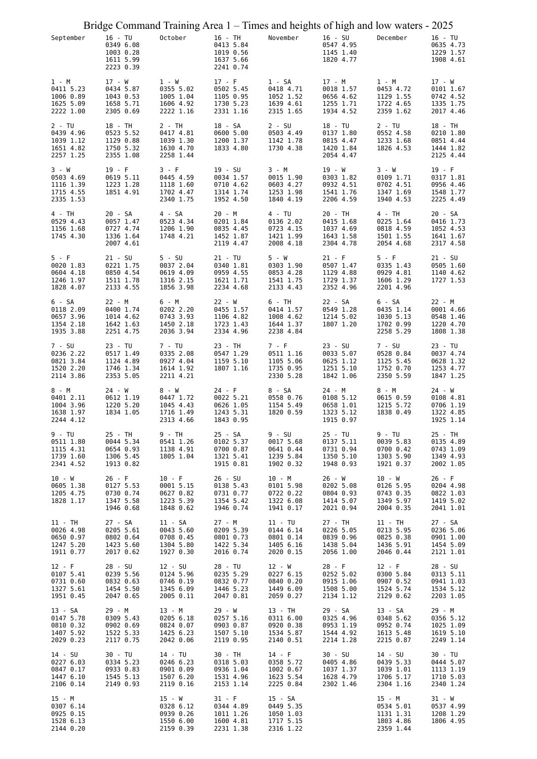# Bridge Command Training Area 1 – Times and heights of high and low waters - 2025

| September | | October | | November | | December | |
|---|---|---|---|---|---|---|---|
| | 16 - TU<br>0349 6.08<br>1003 0.28<br>1611 5.99<br>2223 0.39 | | 16 - TH<br>0413 5.84<br>1019 0.56<br>1637 5.66<br>2241 0.74 | | 16 - SU<br>0547 4.95<br>1145 1.40<br>1820 4.77 | | 16 - TU<br>0635 4.73<br>1229 1.57<br>1908 4.61 |
| 1 - M<br>0411 5.23<br>1006 0.89<br>1625 5.09<br>2222 1.00 | 17 - W<br>0434 5.87<br>1043 0.53<br>1658 5.71<br>2305 0.69 | 1 - W<br>0355 5.02<br>1005 1.04<br>1606 4.92<br>2222 1.16 | 17 - F<br>0502 5.45<br>1105 0.95<br>1730 5.23<br>2331 1.16 | 1 - SA<br>0418 4.71<br>1052 1.52<br>1639 4.61<br>2315 1.65 | 17 - M<br>0018 1.57<br>0656 4.62<br>1255 1.71<br>1934 4.52 | 1 - M<br>0453 4.72<br>1129 1.55<br>1722 4.65<br>2359 1.62 | 17 - W<br>0101 1.67<br>0742 4.52<br>1335 1.75<br>2017 4.46 |
| 2 - TU<br>0439 4.96<br>1039 1.12<br>1651 4.82<br>2257 1.25 | 18 - TH<br>0523 5.52<br>1129 0.88<br>1750 5.32<br>2355 1.08 | 2 - TH<br>0417 4.81<br>1039 1.30<br>1630 4.70<br>2258 1.44 | 18 - SA<br>0600 5.00<br>1200 1.37<br>1833 4.80 | 2 - SU<br>0503 4.49<br>1142 1.78<br>1730 4.38 | 18 - TU<br>0137 1.80<br>0815 4.47<br>1420 1.84<br>2054 4.47 | 2 - TU<br>0552 4.58<br>1233 1.68<br>1826 4.53 | 18 - TH<br>0210 1.80<br>0851 4.44<br>1444 1.82<br>2125 4.44 |
| 3 - W<br>0503 4.69<br>1116 1.39<br>1715 4.55<br>2335 1.53 | 19 - F<br>0619 5.11<br>1223 1.28<br>1851 4.91 | 3 - F<br>0445 4.59<br>1118 1.60<br>1702 4.47<br>2340 1.75 | 19 - SU<br>0034 1.57<br>0710 4.62<br>1314 1.74<br>1952 4.50 | 3 - M<br>0015 1.90<br>0603 4.27<br>1253 1.98<br>1840 4.19 | 19 - W<br>0303 1.82<br>0932 4.51<br>1541 1.76<br>2206 4.59 | 3 - W<br>0109 1.71<br>0702 4.51<br>1347 1.69<br>1940 4.53 | 19 - F<br>0317 1.81<br>0956 4.46<br>1548 1.77<br>2225 4.49 |
| 4 - TH<br>0529 4.43<br>1156 1.68<br>1745 4.30 | 20 - SA<br>0057 1.47<br>0727 4.74<br>1336 1.64<br>2007 4.61 | 4 - SA<br>0523 4.34<br>1206 1.90<br>1748 4.21 | 20 - M<br>0201 1.84<br>0835 4.45<br>1452 1.87<br>2119 4.47 | 4 - TU<br>0136 2.02<br>0723 4.15<br>1421 1.99<br>2008 4.18 | 20 - TH<br>0415 1.68<br>1037 4.69<br>1643 1.58<br>2304 4.78 | 4 - TH<br>0225 1.64<br>0818 4.59<br>1501 1.55<br>2054 4.68 | 20 - SA<br>0416 1.73<br>1052 4.53<br>1641 1.67<br>2317 4.58 |
| 5 - F<br>0020 1.83<br>0604 4.18<br>1246 1.97<br>1828 4.07 | 21 - SU<br>0221 1.75<br>0850 4.54<br>1511 1.78<br>2133 4.55 | 5 - SU<br>0037 2.04<br>0619 4.09<br>1316 2.15<br>1856 3.98 | 21 - TU<br>0340 1.81<br>0959 4.55<br>1621 1.71<br>2234 4.68 | 5 - W<br>0303 1.90<br>0853 4.28<br>1541 1.75<br>2133 4.43 | 21 - F<br>0507 1.47<br>1129 4.88<br>1729 1.37<br>2352 4.96 | 5 - F<br>0335 1.43<br>0929 4.81<br>1606 1.29<br>2201 4.96 | 21 - SU<br>0505 1.60<br>1140 4.62<br>1727 1.53 |
| 6 - SA<br>0118 2.09<br>0657 3.96<br>1354 2.18<br>1935 3.88 | 22 - M<br>0400 1.74<br>1014 4.62<br>1642 1.63<br>2251 4.75 | 6 - M<br>0202 2.20<br>0743 3.93<br>1450 2.18<br>2036 3.94 | 22 - W<br>0455 1.57<br>1106 4.82<br>1723 1.43<br>2334 4.96 | 6 - TH<br>0414 1.57<br>1008 4.62<br>1644 1.37<br>2238 4.84 | 22 - SA<br>0549 1.28<br>1214 5.02<br>1807 1.20 | 6 - SA<br>0435 1.14<br>1030 5.13<br>1702 0.99<br>2258 5.29 | 22 - M<br>0001 4.66<br>0548 1.46<br>1220 4.70<br>1808 1.38 |
| 7 - SU<br>0236 2.22<br>0821 3.84<br>1520 2.20<br>2114 3.86 | 23 - TU<br>0517 1.49<br>1124 4.89<br>1746 1.34<br>2353 5.05 | 7 - TU<br>0335 2.08<br>0927 4.04<br>1614 1.92<br>2211 4.21 | 23 - TH<br>0547 1.29<br>1159 5.10<br>1807 1.16 | 7 - F<br>0511 1.16<br>1105 5.06<br>1735 0.95<br>2330 5.28 | 23 - SU<br>0033 5.07<br>0625 1.12<br>1251 5.10<br>1842 1.06 | 7 - SU<br>0528 0.84<br>1125 5.45<br>1752 0.70<br>2350 5.59 | 23 - TU<br>0037 4.74<br>0628 1.32<br>1253 4.77<br>1847 1.25 |
| 8 - M<br>0401 2.11<br>1004 3.96<br>1638 1.97<br>2244 4.12 | 24 - W<br>0612 1.19<br>1220 5.20<br>1834 1.05 | 8 - W<br>0447 1.72<br>1045 4.43<br>1716 1.49<br>2313 4.66 | 24 - F<br>0022 5.21<br>0626 1.05<br>1243 5.31<br>1843 0.95 | 8 - SA<br>0558 0.76<br>1154 5.49<br>1820 0.59 | 24 - M<br>0108 5.12<br>0658 1.01<br>1323 5.12<br>1915 0.97 | 8 - M<br>0615 0.59<br>1215 5.72<br>1838 0.49 | 24 - W<br>0108 4.81<br>0706 1.19<br>1322 4.85<br>1925 1.14 |
| 9 - TU<br>0511 1.80<br>1115 4.31<br>1739 1.60<br>2341 4.52 | 25 - TH<br>0044 5.34<br>0654 0.93<br>1306 5.45<br>1913 0.82 | 9 - TH<br>0541 1.26<br>1138 4.91<br>1805 1.04 | 25 - SA<br>0102 5.37<br>0700 0.87<br>1321 5.41<br>1915 0.81 | 9 - SU<br>0017 5.68<br>0641 0.44<br>1239 5.84<br>1902 0.32 | 25 - TU<br>0137 5.11<br>0731 0.94<br>1350 5.10<br>1948 0.93 | 9 - TU<br>0039 5.83<br>0700 0.42<br>1303 5.90<br>1921 0.37 | 25 - TH<br>0135 4.89<br>0743 1.09<br>1349 4.93<br>2002 1.05 |
| 10 - W<br>0605 1.38<br>1205 4.75<br>1828 1.17 | 26 - F<br>0127 5.53<br>0730 0.74<br>1347 5.58<br>1946 0.68 | 10 - F<br>0001 5.15<br>0627 0.82<br>1223 5.39<br>1848 0.62 | 26 - SU<br>0138 5.43<br>0731 0.77<br>1354 5.42<br>1946 0.74 | 10 - M<br>0101 5.98<br>0722 0.22<br>1322 6.08<br>1941 0.17 | 26 - W<br>0202 5.08<br>0804 0.93<br>1414 5.07<br>2021 0.94 | 10 - W<br>0126 5.95<br>0743 0.35<br>1349 5.97<br>2004 0.35 | 26 - F<br>0204 4.98<br>0822 1.03<br>1419 5.02<br>2041 1.01 |
| 11 - TH<br>0026 4.98<br>0650 0.97<br>1247 5.20<br>1911 0.77 | 27 - SA<br>0205 5.61<br>0802 0.64<br>1423 5.60<br>2017 0.62 | 11 - SA<br>0043 5.60<br>0708 0.45<br>1304 5.80<br>1927 0.30 | 27 - M<br>0209 5.39<br>0801 0.73<br>1422 5.34<br>2016 0.74 | 11 - TU<br>0144 6.14<br>0801 0.14<br>1405 6.16<br>2020 0.15 | 27 - TH<br>0226 5.05<br>0839 0.96<br>1438 5.04<br>2056 1.00 | 11 - TH<br>0213 5.95<br>0825 0.38<br>1436 5.91<br>2046 0.44 | 27 - SA<br>0236 5.06<br>0901 1.00<br>1454 5.09<br>2121 1.01 |
| 12 - F<br>0107 5.41<br>0731 0.60<br>1327 5.61<br>1951 0.45 | 28 - SU<br>0239 5.56<br>0832 0.63<br>1454 5.50<br>2047 0.65 | 12 - SU<br>0124 5.96<br>0746 0.19<br>1345 6.09<br>2005 0.11 | 28 - TU<br>0235 5.29<br>0832 0.77<br>1446 5.23<br>2047 0.81 | 12 - W<br>0227 6.15<br>0840 0.20<br>1449 6.09<br>2059 0.27 | 28 - F<br>0252 5.02<br>0915 1.06<br>1508 5.00<br>2134 1.12 | 12 - F<br>0300 5.84<br>0907 0.52<br>1524 5.74<br>2129 0.62 | 28 - SU<br>0313 5.11<br>0941 1.03<br>1534 5.12<br>2203 1.05 |
| 13 - SA<br>0147 5.78<br>0810 0.32<br>1407 5.92<br>2029 0.23 | 29 - M<br>0309 5.43<br>0902 0.69<br>1522 5.33<br>2117 0.75 | 13 - M<br>0205 6.18<br>0824 0.07<br>1425 6.23<br>2042 0.06 | 29 - W<br>0257 5.16<br>0903 0.87<br>1507 5.10<br>2119 0.95 | 13 - TH<br>0311 6.00<br>0920 0.38<br>1534 5.87<br>2140 0.51 | 29 - SA<br>0325 4.96<br>0953 1.19<br>1544 4.92<br>2214 1.28 | 13 - SA<br>0348 5.62<br>0952 0.74<br>1613 5.48<br>2215 0.87 | 29 - M<br>0356 5.12<br>1025 1.09<br>1619 5.10<br>2249 1.14 |
| 14 - SU<br>0227 6.03<br>0847 0.17<br>1447 6.10<br>2106 0.14 | 30 - TU<br>0334 5.23<br>0933 0.83<br>1545 5.13<br>2149 0.93 | 14 - TU<br>0246 6.23<br>0901 0.09<br>1507 6.20<br>2119 0.16 | 30 - TH<br>0318 5.03<br>0936 1.04<br>1531 4.96<br>2153 1.14 | 14 - F<br>0358 5.72<br>1002 0.67<br>1623 5.54<br>2225 0.84 | 30 - SU<br>0405 4.86<br>1037 1.37<br>1628 4.79<br>2302 1.46 | 14 - SU<br>0439 5.33<br>1039 1.01<br>1706 5.17<br>2304 1.16 | 30 - TU<br>0444 5.07<br>1113 1.19<br>1710 5.03<br>2340 1.24 |
| 15 - M<br>0307 6.14<br>0925 0.15<br>1528 6.13<br>2144 0.20 | | 15 - W<br>0328 6.12<br>0939 0.26<br>1550 6.00<br>2159 0.39 | 31 - F<br>0344 4.89<br>1011 1.26<br>1600 4.81<br>2231 1.38 | 15 - SA<br>0449 5.35<br>1050 1.03<br>1717 5.15<br>2316 1.22 | | 15 - M<br>0534 5.01<br>1131 1.31<br>1803 4.86<br>2359 1.44 | 31 - W<br>0537 4.99<br>1208 1.29<br>1806 4.95 |